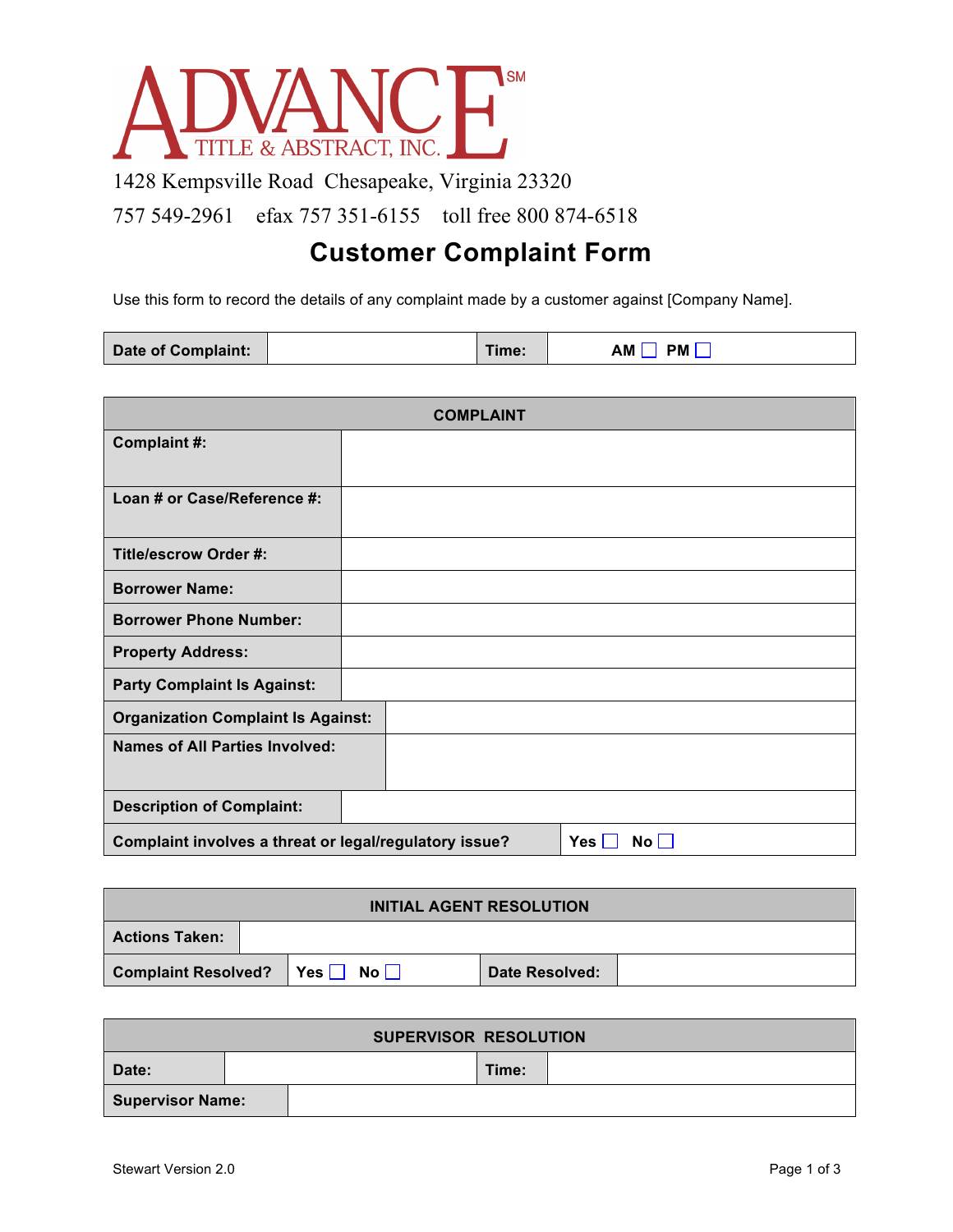# ADVANCE℠ TITLE & ABSTRACT, INC.

1428 Kempsville Road Chesapeake, Virginia 23320

757 549-2961 efax 757 351-6155 toll free 800 874-6518

## Customer Complaint Form

Use this form to record the details of any complaint made by a customer against [Company Name].

| **Date of Complaint:** | | **Time:** | **AM** ☐ **PM** ☐ |
|---|---|---|---|

| **COMPLAINT** | |
|---|---|
| **Complaint #:** | |
| **Loan # or Case/Reference #:** | |
| **Title/escrow Order #:** | |
| **Borrower Name:** | |
| **Borrower Phone Number:** | |
| **Property Address:** | |
| **Party Complaint Is Against:** | |
| **Organization Complaint Is Against:** | |
| **Names of All Parties Involved:** | |
| **Description of Complaint:** | |
| **Complaint involves a threat or legal/regulatory issue?** | **Yes** ☐ **No** ☐ |

| **INITIAL AGENT RESOLUTION** | | | |
|---|---|---|---|
| **Actions Taken:** | | | |
| **Complaint Resolved?** | **Yes** ☐ **No** ☐ | **Date Resolved:** | |

| **SUPERVISOR RESOLUTION** | | | |
|---|---|---|---|
| **Date:** | | **Time:** | |
| **Supervisor Name:** | | | |

Stewart Version 2.0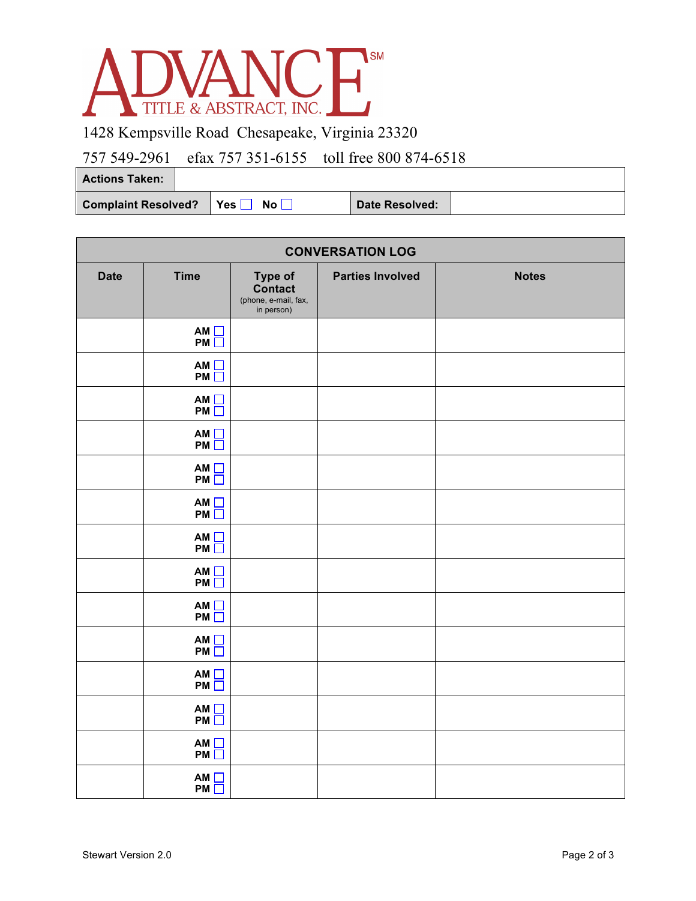# ADVANCE TITLE & ABSTRACT, INC.

1428 Kempsville Road Chesapeake, Virginia 23320

757 549-2961 efax 757 351-6155 toll free 800 874-6518

| **Actions Taken:** | | | |
|---|---|---|---|
| **Complaint Resolved?** | **Yes** ☐ **No** ☐ | **Date Resolved:** | |

| CONVERSATION LOG | | | | |
|---|---|---|---|---|
| **Date** | **Time** | **Type of Contact** (phone, e-mail, fax, in person) | **Parties Involved** | **Notes** |
| | **AM** ☐ **PM** ☐ | | | |
| | **AM** ☐ **PM** ☐ | | | |
| | **AM** ☐ **PM** ☐ | | | |
| | **AM** ☐ **PM** ☐ | | | |
| | **AM** ☐ **PM** ☐ | | | |
| | **AM** ☐ **PM** ☐ | | | |
| | **AM** ☐ **PM** ☐ | | | |
| | **AM** ☐ **PM** ☐ | | | |
| | **AM** ☐ **PM** ☐ | | | |
| | **AM** ☐ **PM** ☐ | | | |
| | **AM** ☐ **PM** ☐ | | | |
| | **AM** ☐ **PM** ☐ | | | |
| | **AM** ☐ **PM** ☐ | | | |
| | **AM** ☐ **PM** ☐ | | | |

Stewart Version 2.0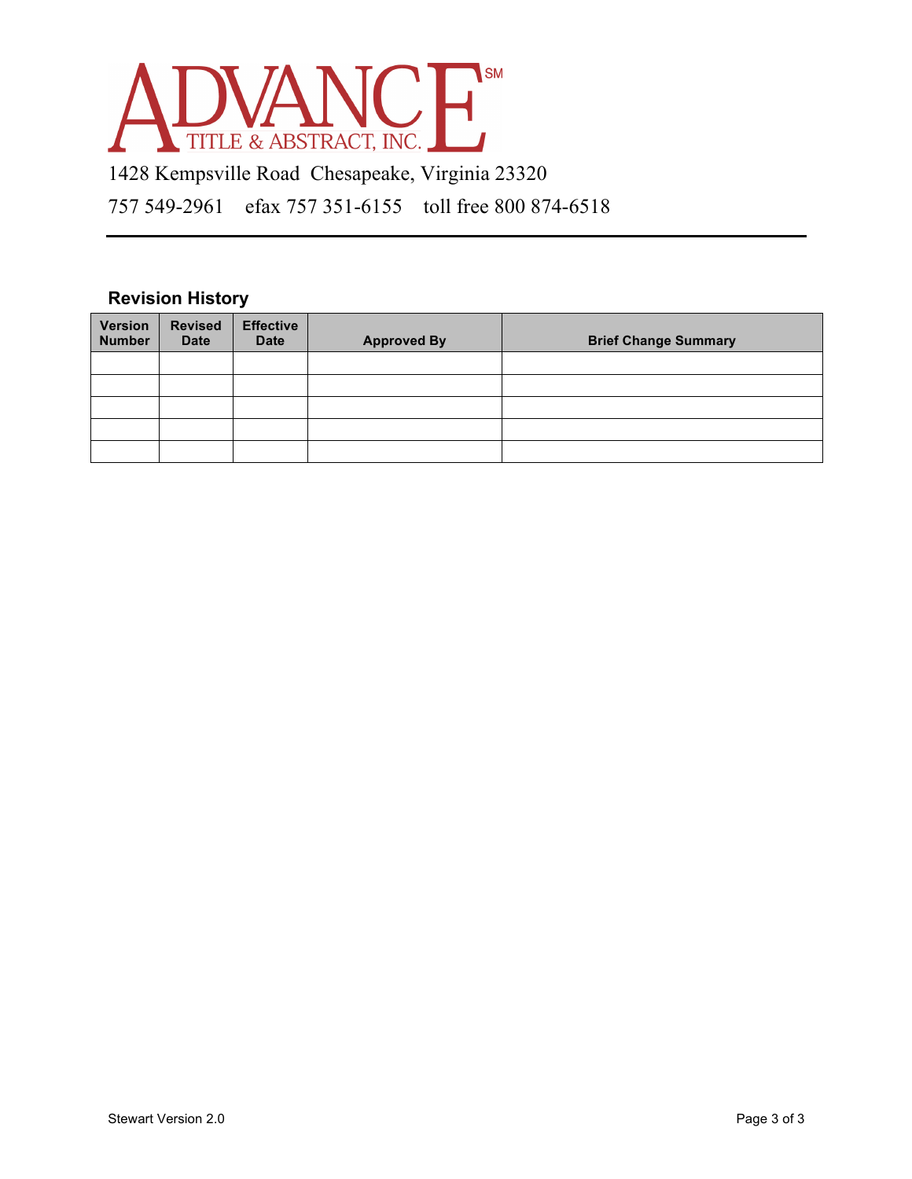ADVANCE℠
TITLE & ABSTRACT, INC.

1428 Kempsville Road Chesapeake, Virginia 23320

757 549-2961 efax 757 351-6155 toll free 800 874-6518

## Revision History

| Version Number | Revised Date | Effective Date | Approved By | Brief Change Summary |
|---|---|---|---|---|
| | | | | |
| | | | | |
| | | | | |
| | | | | |
| | | | | |

Stewart Version 2.0